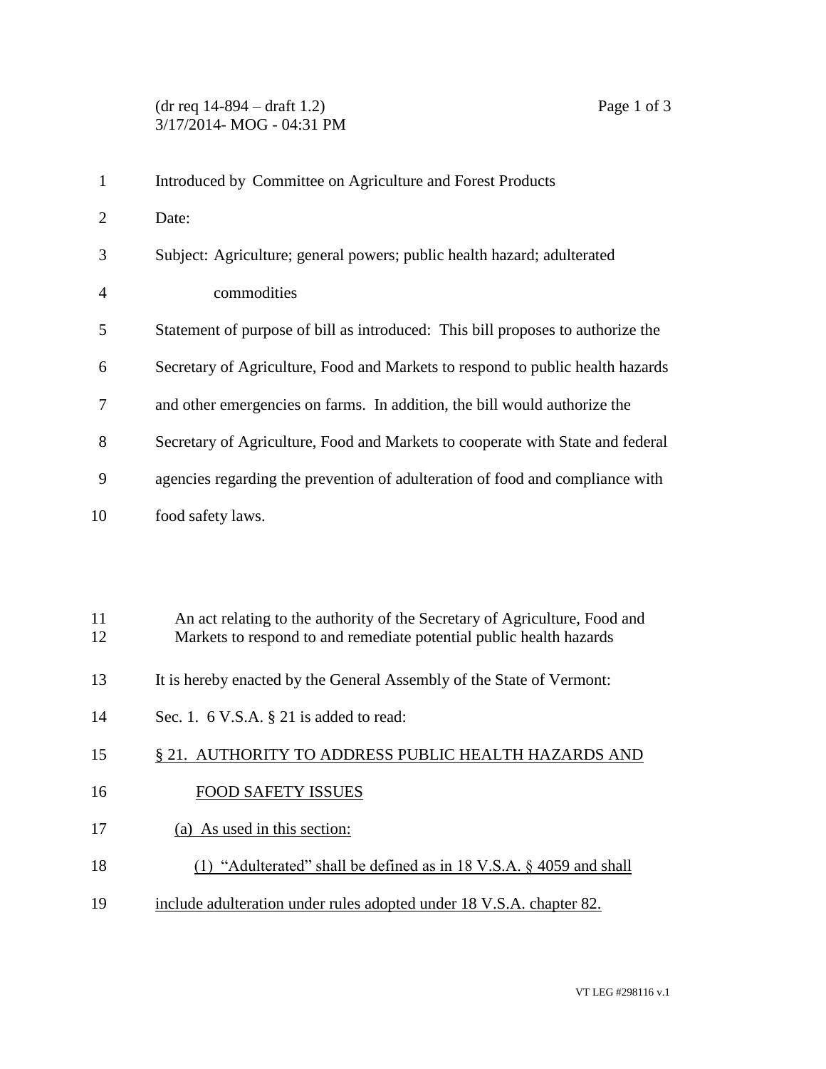(dr req 14-894 – draft 1.2)
3/17/2014- MOG - 04:31 PM

Introduced by Committee on Agriculture and Forest Products

Date:

Subject: Agriculture; general powers; public health hazard; adulterated commodities

Statement of purpose of bill as introduced: This bill proposes to authorize the Secretary of Agriculture, Food and Markets to respond to public health hazards and other emergencies on farms. In addition, the bill would authorize the Secretary of Agriculture, Food and Markets to cooperate with State and federal agencies regarding the prevention of adulteration of food and compliance with food safety laws.

An act relating to the authority of the Secretary of Agriculture, Food and Markets to respond to and remediate potential public health hazards

It is hereby enacted by the General Assembly of the State of Vermont:

Sec. 1. 6 V.S.A. § 21 is added to read:

§ 21. AUTHORITY TO ADDRESS PUBLIC HEALTH HAZARDS AND FOOD SAFETY ISSUES

(a) As used in this section:

(1) "Adulterated" shall be defined as in 18 V.S.A. § 4059 and shall include adulteration under rules adopted under 18 V.S.A. chapter 82.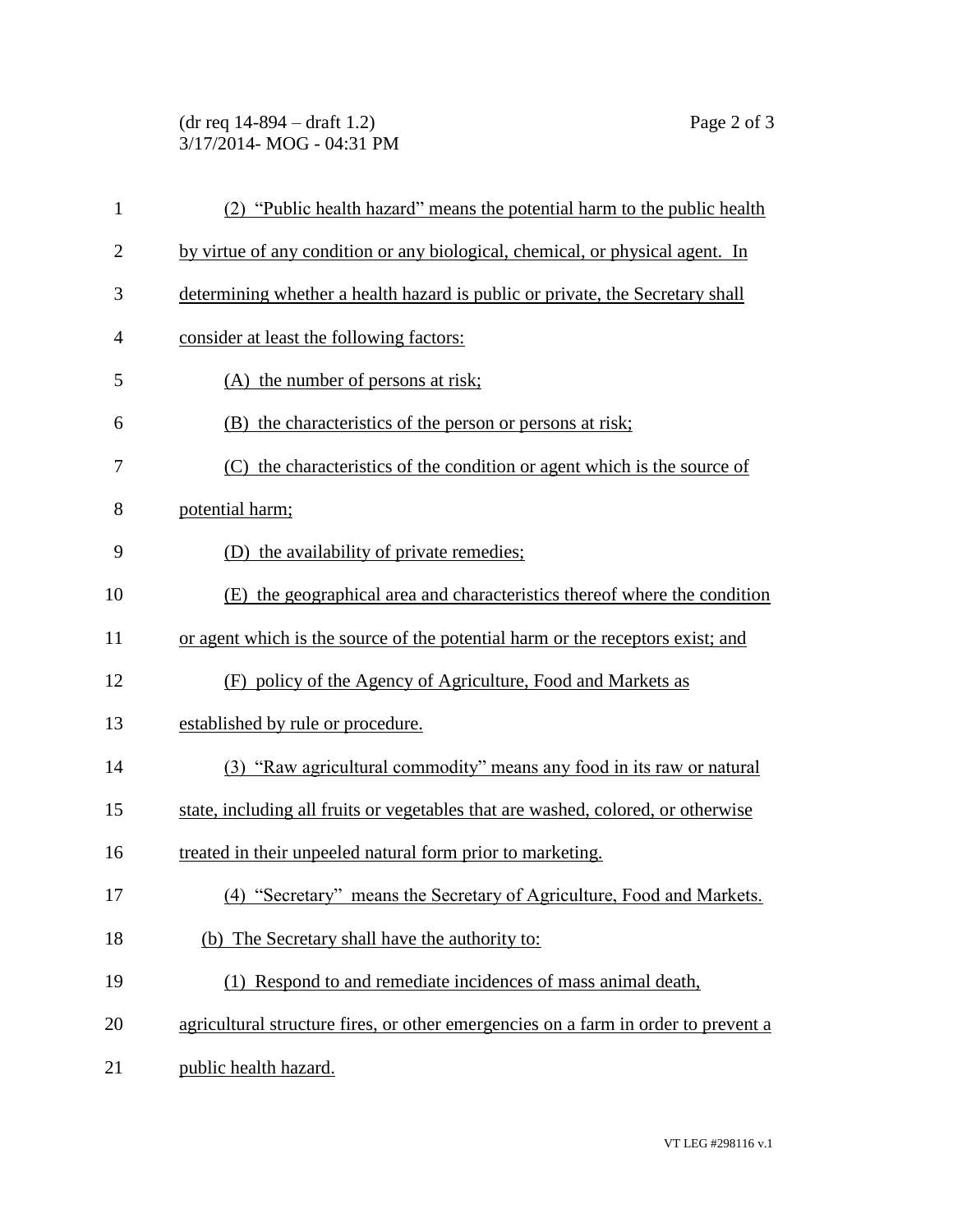(2) "Public health hazard" means the potential harm to the public health by virtue of any condition or any biological, chemical, or physical agent. In determining whether a health hazard is public or private, the Secretary shall consider at least the following factors:

(A) the number of persons at risk;

(B) the characteristics of the person or persons at risk;

(C) the characteristics of the condition or agent which is the source of potential harm;

(D) the availability of private remedies;

(E) the geographical area and characteristics thereof where the condition or agent which is the source of the potential harm or the receptors exist; and

(F) policy of the Agency of Agriculture, Food and Markets as established by rule or procedure.

(3) "Raw agricultural commodity" means any food in its raw or natural state, including all fruits or vegetables that are washed, colored, or otherwise treated in their unpeeled natural form prior to marketing.

(4) "Secretary" means the Secretary of Agriculture, Food and Markets.

(b) The Secretary shall have the authority to:

(1) Respond to and remediate incidences of mass animal death, agricultural structure fires, or other emergencies on a farm in order to prevent a public health hazard.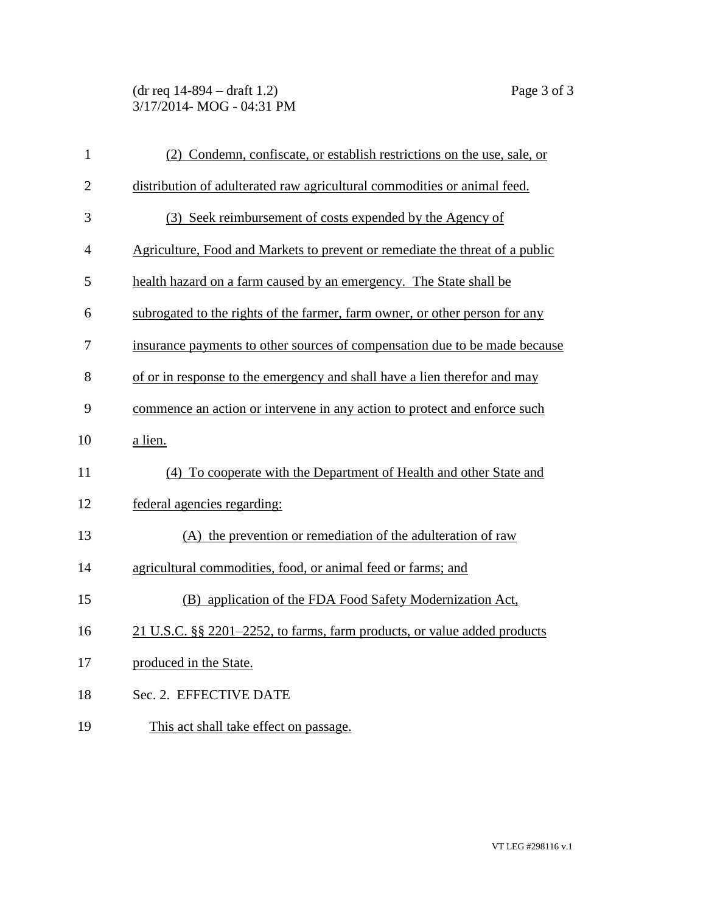(2) Condemn, confiscate, or establish restrictions on the use, sale, or distribution of adulterated raw agricultural commodities or animal feed.

(3) Seek reimbursement of costs expended by the Agency of Agriculture, Food and Markets to prevent or remediate the threat of a public health hazard on a farm caused by an emergency. The State shall be subrogated to the rights of the farmer, farm owner, or other person for any insurance payments to other sources of compensation due to be made because of or in response to the emergency and shall have a lien therefor and may commence an action or intervene in any action to protect and enforce such a lien.

(4) To cooperate with the Department of Health and other State and federal agencies regarding:

(A) the prevention or remediation of the adulteration of raw agricultural commodities, food, or animal feed or farms; and

(B) application of the FDA Food Safety Modernization Act, 21 U.S.C. §§ 2201–2252, to farms, farm products, or value added products produced in the State.

Sec. 2. EFFECTIVE DATE

This act shall take effect on passage.